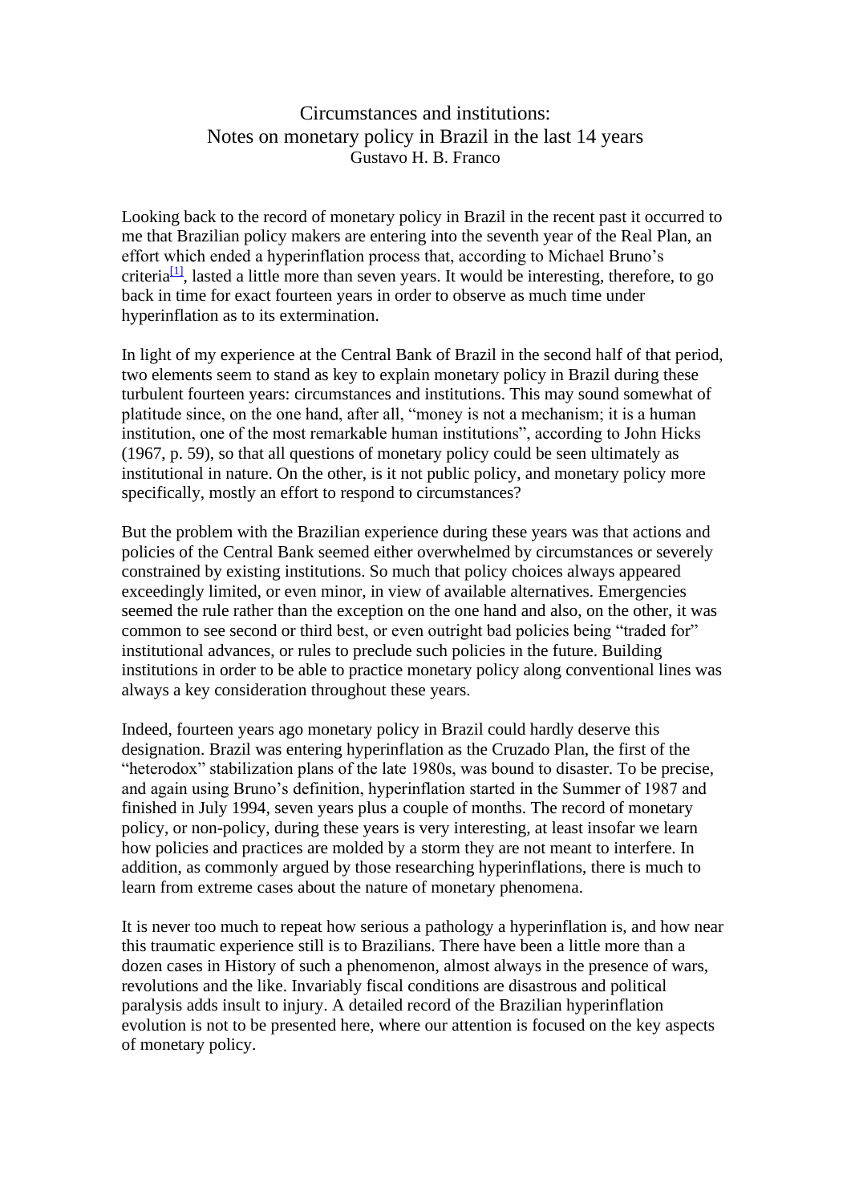# Circumstances and institutions:
## Notes on monetary policy in Brazil in the last 14 years
### Gustavo H. B. Franco

Looking back to the record of monetary policy in Brazil in the recent past it occurred to me that Brazilian policy makers are entering into the seventh year of the Real Plan, an effort which ended a hyperinflation process that, according to Michael Bruno's criteria[1], lasted a little more than seven years. It would be interesting, therefore, to go back in time for exact fourteen years in order to observe as much time under hyperinflation as to its extermination.

In light of my experience at the Central Bank of Brazil in the second half of that period, two elements seem to stand as key to explain monetary policy in Brazil during these turbulent fourteen years: circumstances and institutions. This may sound somewhat of platitude since, on the one hand, after all, "money is not a mechanism; it is a human institution, one of the most remarkable human institutions", according to John Hicks (1967, p. 59), so that all questions of monetary policy could be seen ultimately as institutional in nature. On the other, is it not public policy, and monetary policy more specifically, mostly an effort to respond to circumstances?

But the problem with the Brazilian experience during these years was that actions and policies of the Central Bank seemed either overwhelmed by circumstances or severely constrained by existing institutions. So much that policy choices always appeared exceedingly limited, or even minor, in view of available alternatives. Emergencies seemed the rule rather than the exception on the one hand and also, on the other, it was common to see second or third best, or even outright bad policies being "traded for" institutional advances, or rules to preclude such policies in the future. Building institutions in order to be able to practice monetary policy along conventional lines was always a key consideration throughout these years.

Indeed, fourteen years ago monetary policy in Brazil could hardly deserve this designation. Brazil was entering hyperinflation as the Cruzado Plan, the first of the "heterodox" stabilization plans of the late 1980s, was bound to disaster. To be precise, and again using Bruno's definition, hyperinflation started in the Summer of 1987 and finished in July 1994, seven years plus a couple of months. The record of monetary policy, or non-policy, during these years is very interesting, at least insofar we learn how policies and practices are molded by a storm they are not meant to interfere. In addition, as commonly argued by those researching hyperinflations, there is much to learn from extreme cases about the nature of monetary phenomena.

It is never too much to repeat how serious a pathology a hyperinflation is, and how near this traumatic experience still is to Brazilians. There have been a little more than a dozen cases in History of such a phenomenon, almost always in the presence of wars, revolutions and the like. Invariably fiscal conditions are disastrous and political paralysis adds insult to injury. A detailed record of the Brazilian hyperinflation evolution is not to be presented here, where our attention is focused on the key aspects of monetary policy.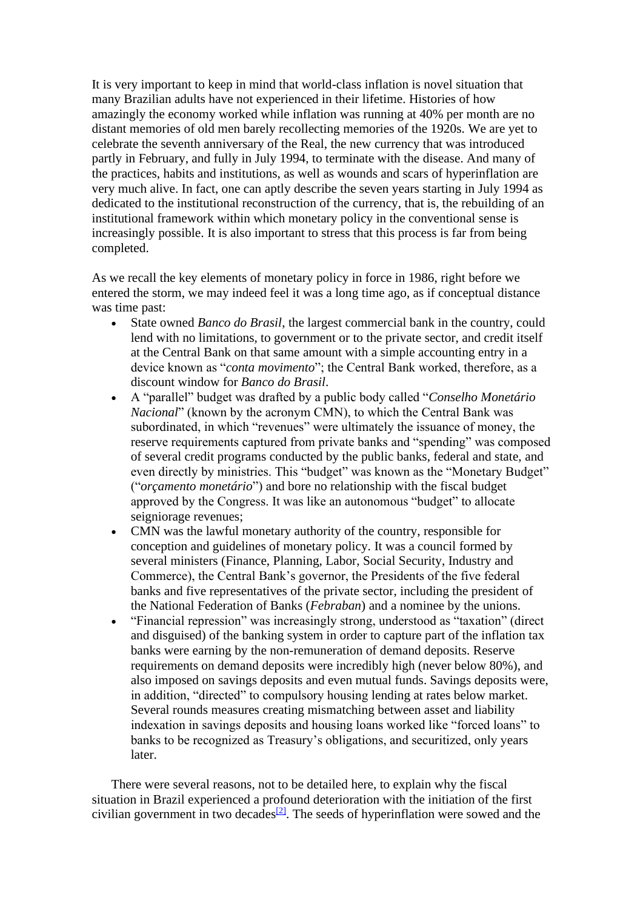It is very important to keep in mind that world-class inflation is novel situation that many Brazilian adults have not experienced in their lifetime. Histories of how amazingly the economy worked while inflation was running at 40% per month are no distant memories of old men barely recollecting memories of the 1920s. We are yet to celebrate the seventh anniversary of the Real, the new currency that was introduced partly in February, and fully in July 1994, to terminate with the disease. And many of the practices, habits and institutions, as well as wounds and scars of hyperinflation are very much alive. In fact, one can aptly describe the seven years starting in July 1994 as dedicated to the institutional reconstruction of the currency, that is, the rebuilding of an institutional framework within which monetary policy in the conventional sense is increasingly possible. It is also important to stress that this process is far from being completed.

As we recall the key elements of monetary policy in force in 1986, right before we entered the storm, we may indeed feel it was a long time ago, as if conceptual distance was time past:

- State owned *Banco do Brasil*, the largest commercial bank in the country, could lend with no limitations, to government or to the private sector, and credit itself at the Central Bank on that same amount with a simple accounting entry in a device known as "*conta movimento*"; the Central Bank worked, therefore, as a discount window for *Banco do Brasil*.
- A "parallel" budget was drafted by a public body called "*Conselho Monetário Nacional*" (known by the acronym CMN), to which the Central Bank was subordinated, in which "revenues" were ultimately the issuance of money, the reserve requirements captured from private banks and "spending" was composed of several credit programs conducted by the public banks, federal and state, and even directly by ministries. This "budget" was known as the "Monetary Budget" ("*orçamento monetário*") and bore no relationship with the fiscal budget approved by the Congress. It was like an autonomous "budget" to allocate seigniorage revenues;
- CMN was the lawful monetary authority of the country, responsible for conception and guidelines of monetary policy. It was a council formed by several ministers (Finance, Planning, Labor, Social Security, Industry and Commerce), the Central Bank's governor, the Presidents of the five federal banks and five representatives of the private sector, including the president of the National Federation of Banks (*Febraban*) and a nominee by the unions.
- "Financial repression" was increasingly strong, understood as "taxation" (direct and disguised) of the banking system in order to capture part of the inflation tax banks were earning by the non-remuneration of demand deposits. Reserve requirements on demand deposits were incredibly high (never below 80%), and also imposed on savings deposits and even mutual funds. Savings deposits were, in addition, "directed" to compulsory housing lending at rates below market. Several rounds measures creating mismatching between asset and liability indexation in savings deposits and housing loans worked like "forced loans" to banks to be recognized as Treasury's obligations, and securitized, only years later.

There were several reasons, not to be detailed here, to explain why the fiscal situation in Brazil experienced a profound deterioration with the initiation of the first civilian government in two decades[2]. The seeds of hyperinflation were sowed and the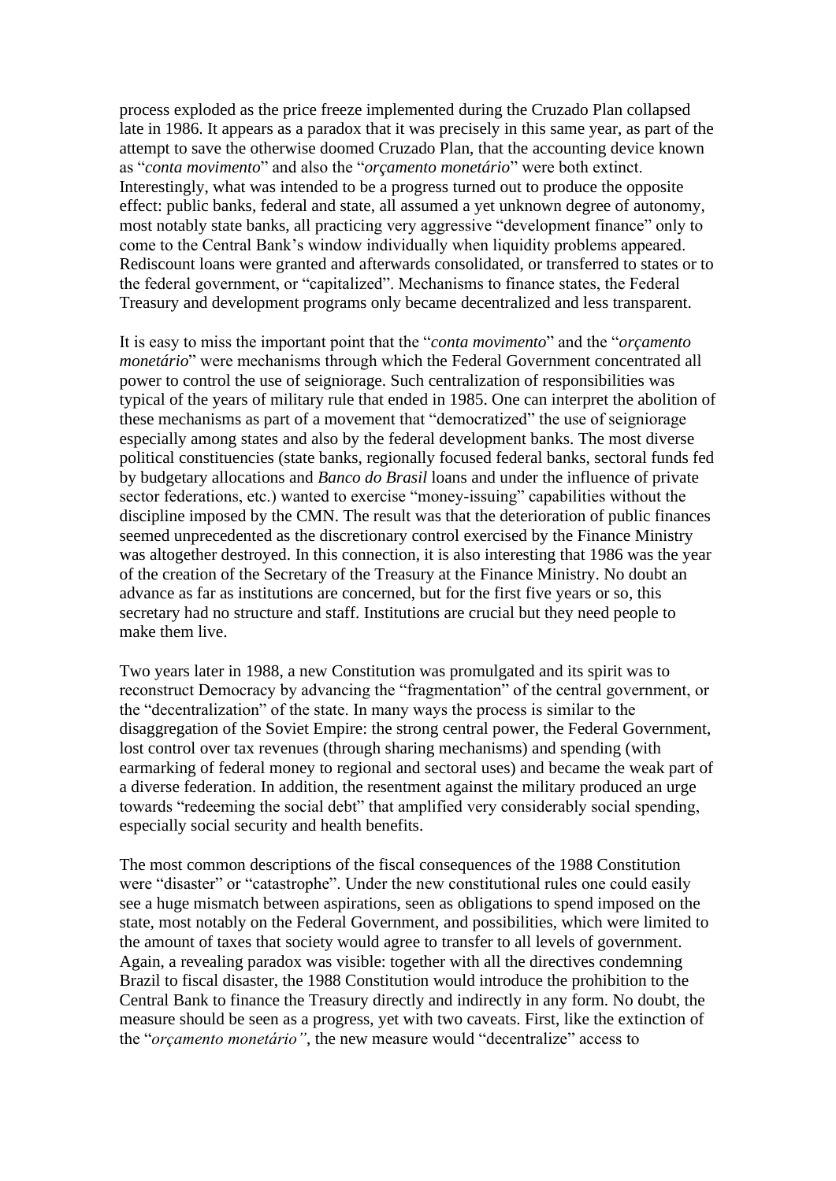process exploded as the price freeze implemented during the Cruzado Plan collapsed late in 1986. It appears as a paradox that it was precisely in this same year, as part of the attempt to save the otherwise doomed Cruzado Plan, that the accounting device known as "*conta movimento*" and also the "*orçamento monetário*" were both extinct. Interestingly, what was intended to be a progress turned out to produce the opposite effect: public banks, federal and state, all assumed a yet unknown degree of autonomy, most notably state banks, all practicing very aggressive "development finance" only to come to the Central Bank's window individually when liquidity problems appeared. Rediscount loans were granted and afterwards consolidated, or transferred to states or to the federal government, or "capitalized". Mechanisms to finance states, the Federal Treasury and development programs only became decentralized and less transparent.

It is easy to miss the important point that the "*conta movimento*" and the "*orçamento monetário*" were mechanisms through which the Federal Government concentrated all power to control the use of seigniorage. Such centralization of responsibilities was typical of the years of military rule that ended in 1985. One can interpret the abolition of these mechanisms as part of a movement that "democratized" the use of seigniorage especially among states and also by the federal development banks. The most diverse political constituencies (state banks, regionally focused federal banks, sectoral funds fed by budgetary allocations and *Banco do Brasil* loans and under the influence of private sector federations, etc.) wanted to exercise "money-issuing" capabilities without the discipline imposed by the CMN. The result was that the deterioration of public finances seemed unprecedented as the discretionary control exercised by the Finance Ministry was altogether destroyed. In this connection, it is also interesting that 1986 was the year of the creation of the Secretary of the Treasury at the Finance Ministry. No doubt an advance as far as institutions are concerned, but for the first five years or so, this secretary had no structure and staff. Institutions are crucial but they need people to make them live.

Two years later in 1988, a new Constitution was promulgated and its spirit was to reconstruct Democracy by advancing the "fragmentation" of the central government, or the "decentralization" of the state. In many ways the process is similar to the disaggregation of the Soviet Empire: the strong central power, the Federal Government, lost control over tax revenues (through sharing mechanisms) and spending (with earmarking of federal money to regional and sectoral uses) and became the weak part of a diverse federation. In addition, the resentment against the military produced an urge towards "redeeming the social debt" that amplified very considerably social spending, especially social security and health benefits.

The most common descriptions of the fiscal consequences of the 1988 Constitution were "disaster" or "catastrophe". Under the new constitutional rules one could easily see a huge mismatch between aspirations, seen as obligations to spend imposed on the state, most notably on the Federal Government, and possibilities, which were limited to the amount of taxes that society would agree to transfer to all levels of government. Again, a revealing paradox was visible: together with all the directives condemning Brazil to fiscal disaster, the 1988 Constitution would introduce the prohibition to the Central Bank to finance the Treasury directly and indirectly in any form. No doubt, the measure should be seen as a progress, yet with two caveats. First, like the extinction of the "*orçamento monetário*", the new measure would "decentralize" access to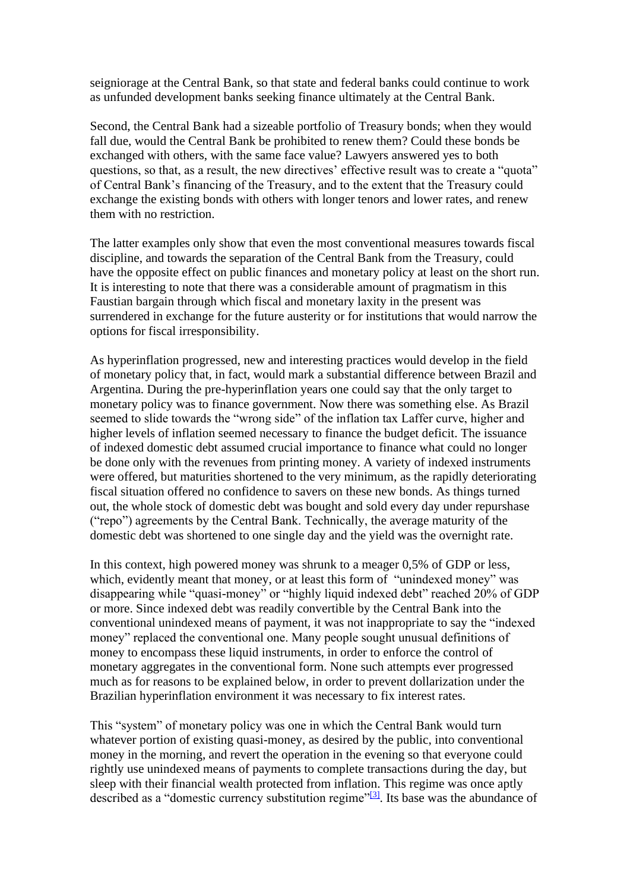seigniorage at the Central Bank, so that state and federal banks could continue to work as unfunded development banks seeking finance ultimately at the Central Bank.

Second, the Central Bank had a sizeable portfolio of Treasury bonds; when they would fall due, would the Central Bank be prohibited to renew them? Could these bonds be exchanged with others, with the same face value? Lawyers answered yes to both questions, so that, as a result, the new directives' effective result was to create a "quota" of Central Bank's financing of the Treasury, and to the extent that the Treasury could exchange the existing bonds with others with longer tenors and lower rates, and renew them with no restriction.

The latter examples only show that even the most conventional measures towards fiscal discipline, and towards the separation of the Central Bank from the Treasury, could have the opposite effect on public finances and monetary policy at least on the short run. It is interesting to note that there was a considerable amount of pragmatism in this Faustian bargain through which fiscal and monetary laxity in the present was surrendered in exchange for the future austerity or for institutions that would narrow the options for fiscal irresponsibility.

As hyperinflation progressed, new and interesting practices would develop in the field of monetary policy that, in fact, would mark a substantial difference between Brazil and Argentina. During the pre-hyperinflation years one could say that the only target to monetary policy was to finance government. Now there was something else. As Brazil seemed to slide towards the "wrong side" of the inflation tax Laffer curve, higher and higher levels of inflation seemed necessary to finance the budget deficit. The issuance of indexed domestic debt assumed crucial importance to finance what could no longer be done only with the revenues from printing money. A variety of indexed instruments were offered, but maturities shortened to the very minimum, as the rapidly deteriorating fiscal situation offered no confidence to savers on these new bonds. As things turned out, the whole stock of domestic debt was bought and sold every day under repurshase ("repo") agreements by the Central Bank. Technically, the average maturity of the domestic debt was shortened to one single day and the yield was the overnight rate.

In this context, high powered money was shrunk to a meager 0,5% of GDP or less, which, evidently meant that money, or at least this form of "unindexed money" was disappearing while "quasi-money" or "highly liquid indexed debt" reached 20% of GDP or more. Since indexed debt was readily convertible by the Central Bank into the conventional unindexed means of payment, it was not inappropriate to say the "indexed money" replaced the conventional one. Many people sought unusual definitions of money to encompass these liquid instruments, in order to enforce the control of monetary aggregates in the conventional form. None such attempts ever progressed much as for reasons to be explained below, in order to prevent dollarization under the Brazilian hyperinflation environment it was necessary to fix interest rates.

This "system" of monetary policy was one in which the Central Bank would turn whatever portion of existing quasi-money, as desired by the public, into conventional money in the morning, and revert the operation in the evening so that everyone could rightly use unindexed means of payments to complete transactions during the day, but sleep with their financial wealth protected from inflation. This regime was once aptly described as a "domestic currency substitution regime"[3]. Its base was the abundance of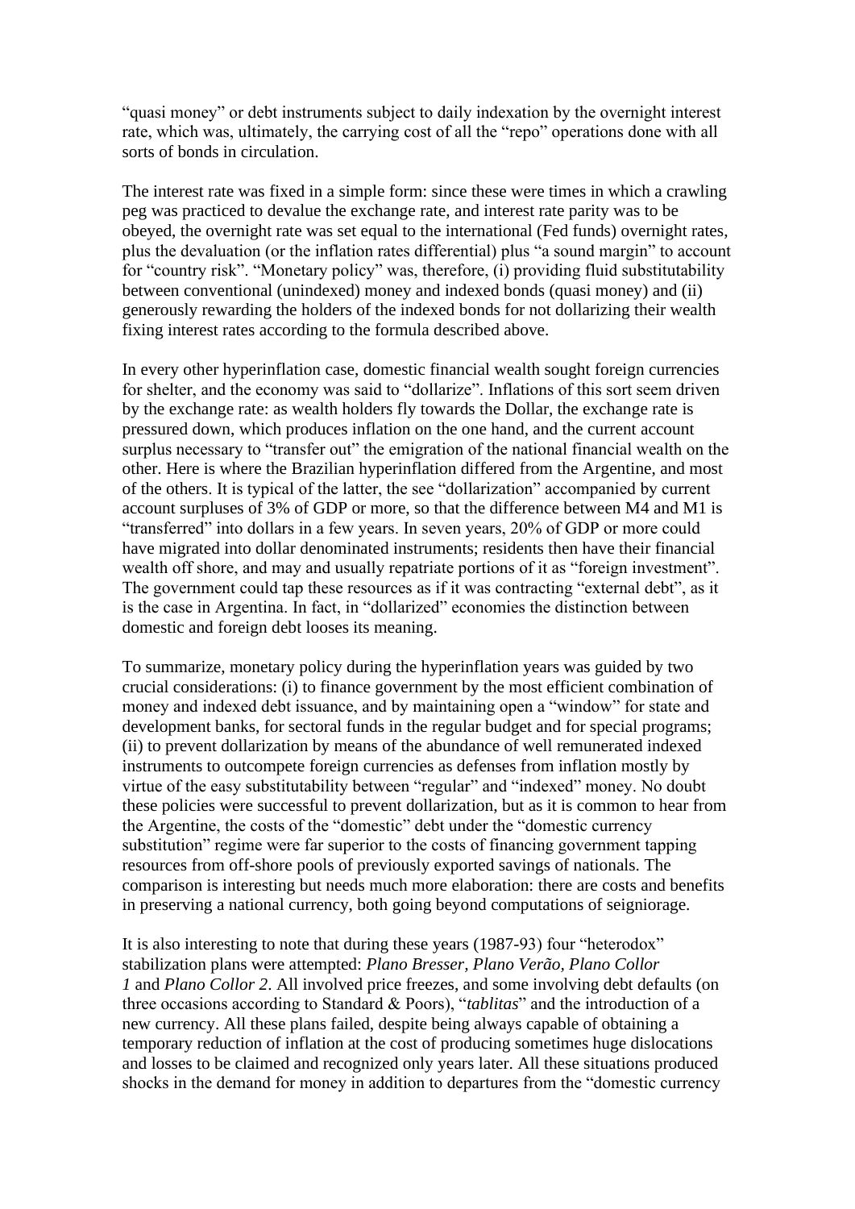"quasi money" or debt instruments subject to daily indexation by the overnight interest rate, which was, ultimately, the carrying cost of all the "repo" operations done with all sorts of bonds in circulation.

The interest rate was fixed in a simple form: since these were times in which a crawling peg was practiced to devalue the exchange rate, and interest rate parity was to be obeyed, the overnight rate was set equal to the international (Fed funds) overnight rates, plus the devaluation (or the inflation rates differential) plus "a sound margin" to account for "country risk". "Monetary policy" was, therefore, (i) providing fluid substitutability between conventional (unindexed) money and indexed bonds (quasi money) and (ii) generously rewarding the holders of the indexed bonds for not dollarizing their wealth fixing interest rates according to the formula described above.

In every other hyperinflation case, domestic financial wealth sought foreign currencies for shelter, and the economy was said to "dollarize". Inflations of this sort seem driven by the exchange rate: as wealth holders fly towards the Dollar, the exchange rate is pressured down, which produces inflation on the one hand, and the current account surplus necessary to "transfer out" the emigration of the national financial wealth on the other. Here is where the Brazilian hyperinflation differed from the Argentine, and most of the others. It is typical of the latter, the see "dollarization" accompanied by current account surpluses of 3% of GDP or more, so that the difference between M4 and M1 is "transferred" into dollars in a few years. In seven years, 20% of GDP or more could have migrated into dollar denominated instruments; residents then have their financial wealth off shore, and may and usually repatriate portions of it as "foreign investment". The government could tap these resources as if it was contracting "external debt", as it is the case in Argentina. In fact, in "dollarized" economies the distinction between domestic and foreign debt looses its meaning.

To summarize, monetary policy during the hyperinflation years was guided by two crucial considerations: (i) to finance government by the most efficient combination of money and indexed debt issuance, and by maintaining open a "window" for state and development banks, for sectoral funds in the regular budget and for special programs; (ii) to prevent dollarization by means of the abundance of well remunerated indexed instruments to outcompete foreign currencies as defenses from inflation mostly by virtue of the easy substitutability between "regular" and "indexed" money. No doubt these policies were successful to prevent dollarization, but as it is common to hear from the Argentine, the costs of the "domestic" debt under the "domestic currency substitution" regime were far superior to the costs of financing government tapping resources from off-shore pools of previously exported savings of nationals. The comparison is interesting but needs much more elaboration: there are costs and benefits in preserving a national currency, both going beyond computations of seigniorage.

It is also interesting to note that during these years (1987-93) four "heterodox" stabilization plans were attempted: *Plano Bresser*, *Plano Verão*, *Plano Collor 1* and *Plano Collor 2*. All involved price freezes, and some involving debt defaults (on three occasions according to Standard & Poors), "*tablitas*" and the introduction of a new currency. All these plans failed, despite being always capable of obtaining a temporary reduction of inflation at the cost of producing sometimes huge dislocations and losses to be claimed and recognized only years later. All these situations produced shocks in the demand for money in addition to departures from the "domestic currency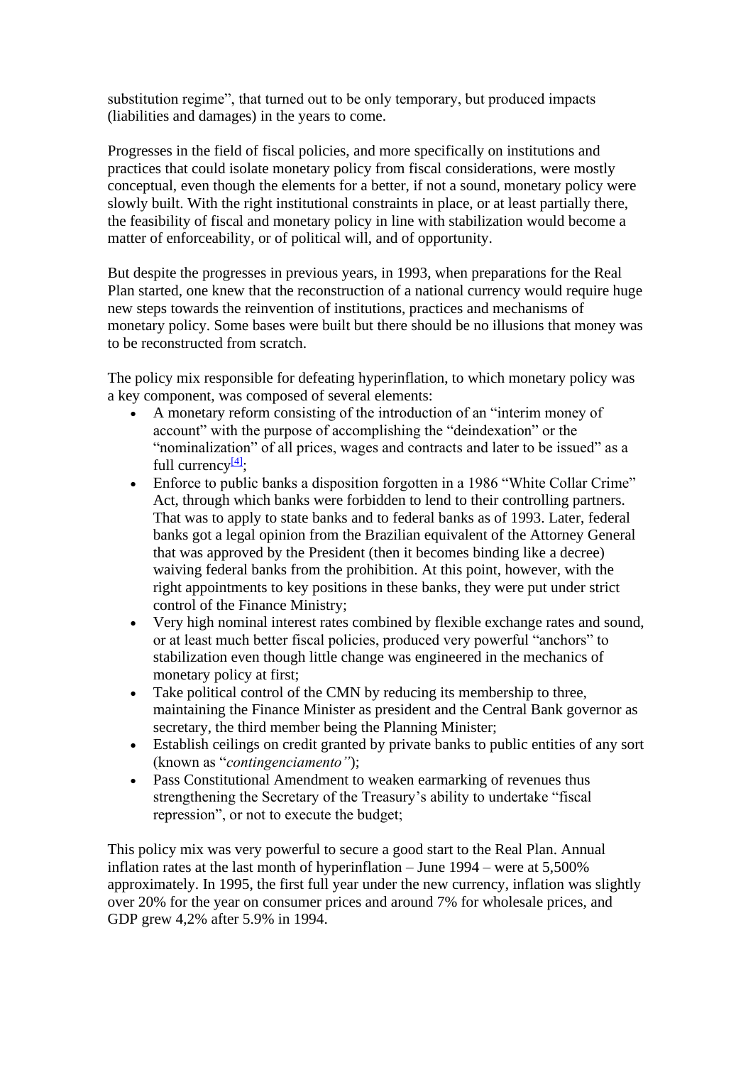substitution regime", that turned out to be only temporary, but produced impacts (liabilities and damages) in the years to come.

Progresses in the field of fiscal policies, and more specifically on institutions and practices that could isolate monetary policy from fiscal considerations, were mostly conceptual, even though the elements for a better, if not a sound, monetary policy were slowly built. With the right institutional constraints in place, or at least partially there, the feasibility of fiscal and monetary policy in line with stabilization would become a matter of enforceability, or of political will, and of opportunity.

But despite the progresses in previous years, in 1993, when preparations for the Real Plan started, one knew that the reconstruction of a national currency would require huge new steps towards the reinvention of institutions, practices and mechanisms of monetary policy. Some bases were built but there should be no illusions that money was to be reconstructed from scratch.

The policy mix responsible for defeating hyperinflation, to which monetary policy was a key component, was composed of several elements:

- A monetary reform consisting of the introduction of an "interim money of account" with the purpose of accomplishing the "deindexation" or the "nominalization" of all prices, wages and contracts and later to be issued" as a full currency[4];
- Enforce to public banks a disposition forgotten in a 1986 "White Collar Crime" Act, through which banks were forbidden to lend to their controlling partners. That was to apply to state banks and to federal banks as of 1993. Later, federal banks got a legal opinion from the Brazilian equivalent of the Attorney General that was approved by the President (then it becomes binding like a decree) waiving federal banks from the prohibition. At this point, however, with the right appointments to key positions in these banks, they were put under strict control of the Finance Ministry;
- Very high nominal interest rates combined by flexible exchange rates and sound, or at least much better fiscal policies, produced very powerful "anchors" to stabilization even though little change was engineered in the mechanics of monetary policy at first;
- Take political control of the CMN by reducing its membership to three, maintaining the Finance Minister as president and the Central Bank governor as secretary, the third member being the Planning Minister;
- Establish ceilings on credit granted by private banks to public entities of any sort (known as "*contingenciamento"*);
- Pass Constitutional Amendment to weaken earmarking of revenues thus strengthening the Secretary of the Treasury's ability to undertake "fiscal repression", or not to execute the budget;

This policy mix was very powerful to secure a good start to the Real Plan. Annual inflation rates at the last month of hyperinflation – June 1994 – were at 5,500% approximately. In 1995, the first full year under the new currency, inflation was slightly over 20% for the year on consumer prices and around 7% for wholesale prices, and GDP grew 4,2% after 5.9% in 1994.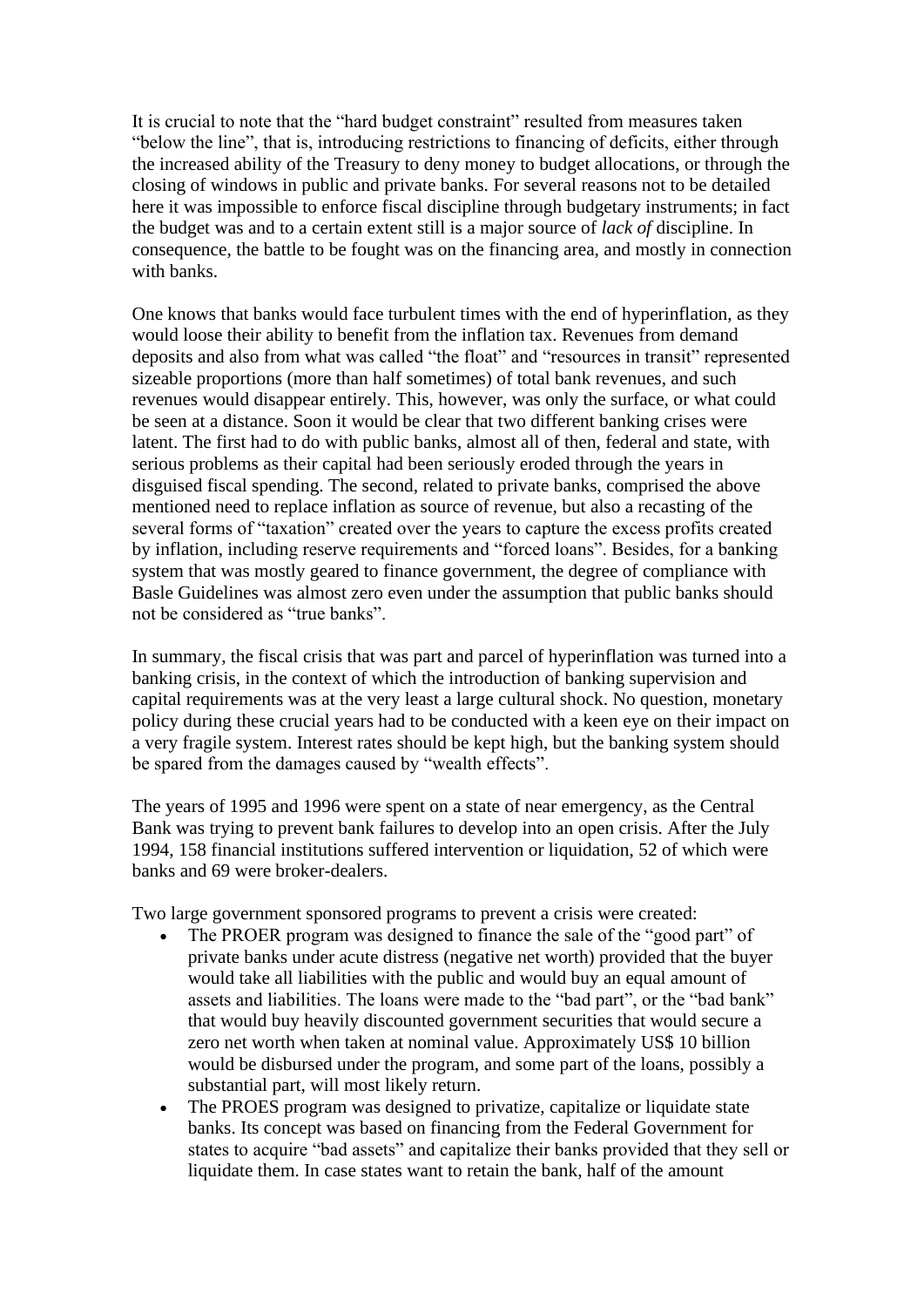It is crucial to note that the "hard budget constraint" resulted from measures taken "below the line", that is, introducing restrictions to financing of deficits, either through the increased ability of the Treasury to deny money to budget allocations, or through the closing of windows in public and private banks. For several reasons not to be detailed here it was impossible to enforce fiscal discipline through budgetary instruments; in fact the budget was and to a certain extent still is a major source of *lack of* discipline. In consequence, the battle to be fought was on the financing area, and mostly in connection with banks.

One knows that banks would face turbulent times with the end of hyperinflation, as they would loose their ability to benefit from the inflation tax. Revenues from demand deposits and also from what was called "the float" and "resources in transit" represented sizeable proportions (more than half sometimes) of total bank revenues, and such revenues would disappear entirely. This, however, was only the surface, or what could be seen at a distance. Soon it would be clear that two different banking crises were latent. The first had to do with public banks, almost all of then, federal and state, with serious problems as their capital had been seriously eroded through the years in disguised fiscal spending. The second, related to private banks, comprised the above mentioned need to replace inflation as source of revenue, but also a recasting of the several forms of "taxation" created over the years to capture the excess profits created by inflation, including reserve requirements and "forced loans". Besides, for a banking system that was mostly geared to finance government, the degree of compliance with Basle Guidelines was almost zero even under the assumption that public banks should not be considered as "true banks".

In summary, the fiscal crisis that was part and parcel of hyperinflation was turned into a banking crisis, in the context of which the introduction of banking supervision and capital requirements was at the very least a large cultural shock. No question, monetary policy during these crucial years had to be conducted with a keen eye on their impact on a very fragile system. Interest rates should be kept high, but the banking system should be spared from the damages caused by "wealth effects".

The years of 1995 and 1996 were spent on a state of near emergency, as the Central Bank was trying to prevent bank failures to develop into an open crisis. After the July 1994, 158 financial institutions suffered intervention or liquidation, 52 of which were banks and 69 were broker-dealers.

Two large government sponsored programs to prevent a crisis were created:

- The PROER program was designed to finance the sale of the "good part" of private banks under acute distress (negative net worth) provided that the buyer would take all liabilities with the public and would buy an equal amount of assets and liabilities. The loans were made to the "bad part", or the "bad bank" that would buy heavily discounted government securities that would secure a zero net worth when taken at nominal value. Approximately US$ 10 billion would be disbursed under the program, and some part of the loans, possibly a substantial part, will most likely return.
- The PROES program was designed to privatize, capitalize or liquidate state banks. Its concept was based on financing from the Federal Government for states to acquire "bad assets" and capitalize their banks provided that they sell or liquidate them. In case states want to retain the bank, half of the amount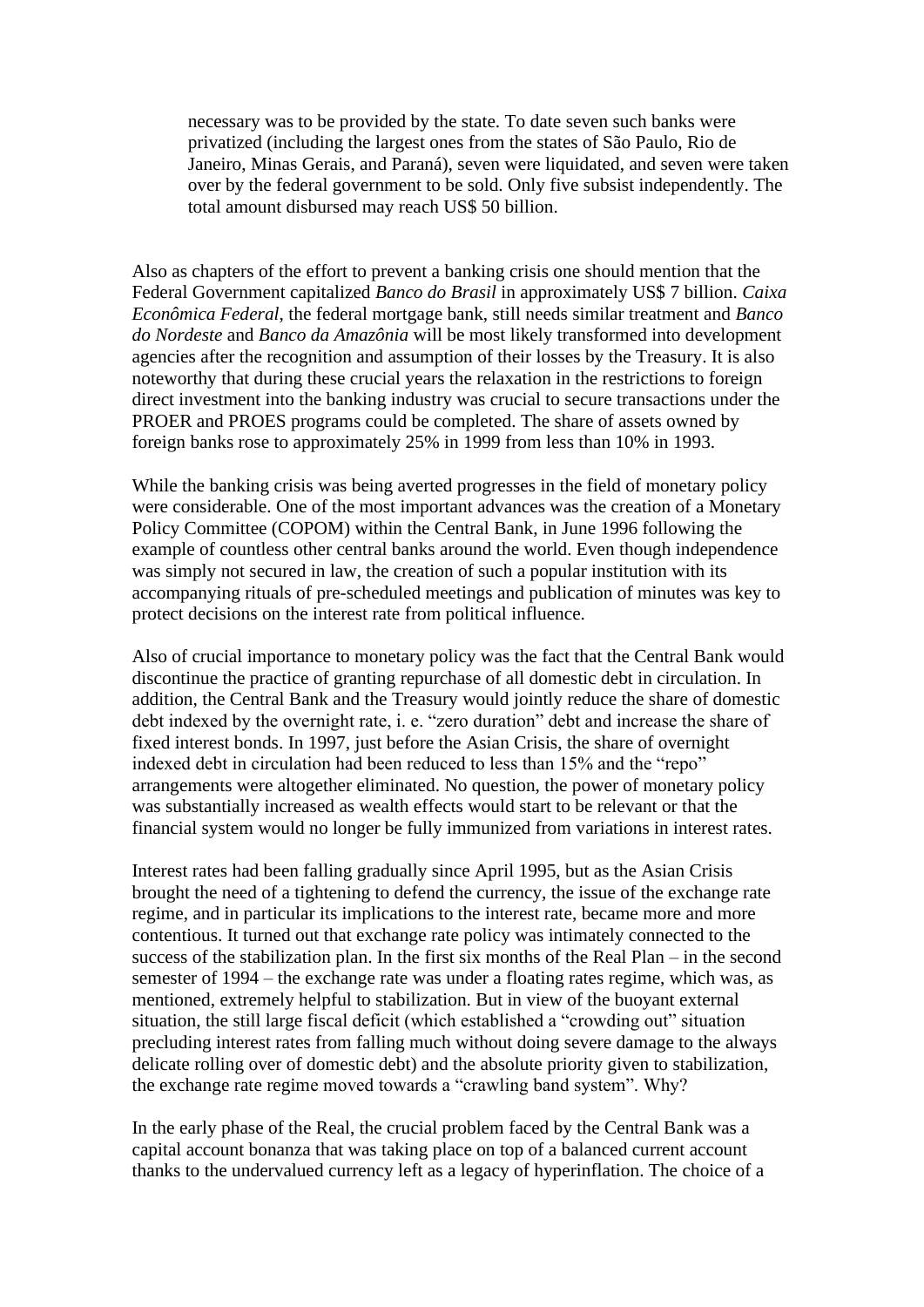> necessary was to be provided by the state. To date seven such banks were privatized (including the largest ones from the states of São Paulo, Rio de Janeiro, Minas Gerais, and Paraná), seven were liquidated, and seven were taken over by the federal government to be sold. Only five subsist independently. The total amount disbursed may reach US$ 50 billion.

Also as chapters of the effort to prevent a banking crisis one should mention that the Federal Government capitalized *Banco do Brasil* in approximately US$ 7 billion. *Caixa Econômica Federal*, the federal mortgage bank, still needs similar treatment and *Banco do Nordeste* and *Banco da Amazônia* will be most likely transformed into development agencies after the recognition and assumption of their losses by the Treasury. It is also noteworthy that during these crucial years the relaxation in the restrictions to foreign direct investment into the banking industry was crucial to secure transactions under the PROER and PROES programs could be completed. The share of assets owned by foreign banks rose to approximately 25% in 1999 from less than 10% in 1993.

While the banking crisis was being averted progresses in the field of monetary policy were considerable. One of the most important advances was the creation of a Monetary Policy Committee (COPOM) within the Central Bank, in June 1996 following the example of countless other central banks around the world. Even though independence was simply not secured in law, the creation of such a popular institution with its accompanying rituals of pre-scheduled meetings and publication of minutes was key to protect decisions on the interest rate from political influence.

Also of crucial importance to monetary policy was the fact that the Central Bank would discontinue the practice of granting repurchase of all domestic debt in circulation. In addition, the Central Bank and the Treasury would jointly reduce the share of domestic debt indexed by the overnight rate, i. e. "zero duration" debt and increase the share of fixed interest bonds. In 1997, just before the Asian Crisis, the share of overnight indexed debt in circulation had been reduced to less than 15% and the "repo" arrangements were altogether eliminated. No question, the power of monetary policy was substantially increased as wealth effects would start to be relevant or that the financial system would no longer be fully immunized from variations in interest rates.

Interest rates had been falling gradually since April 1995, but as the Asian Crisis brought the need of a tightening to defend the currency, the issue of the exchange rate regime, and in particular its implications to the interest rate, became more and more contentious. It turned out that exchange rate policy was intimately connected to the success of the stabilization plan. In the first six months of the Real Plan – in the second semester of 1994 – the exchange rate was under a floating rates regime, which was, as mentioned, extremely helpful to stabilization. But in view of the buoyant external situation, the still large fiscal deficit (which established a "crowding out" situation precluding interest rates from falling much without doing severe damage to the always delicate rolling over of domestic debt) and the absolute priority given to stabilization, the exchange rate regime moved towards a "crawling band system". Why?

In the early phase of the Real, the crucial problem faced by the Central Bank was a capital account bonanza that was taking place on top of a balanced current account thanks to the undervalued currency left as a legacy of hyperinflation. The choice of a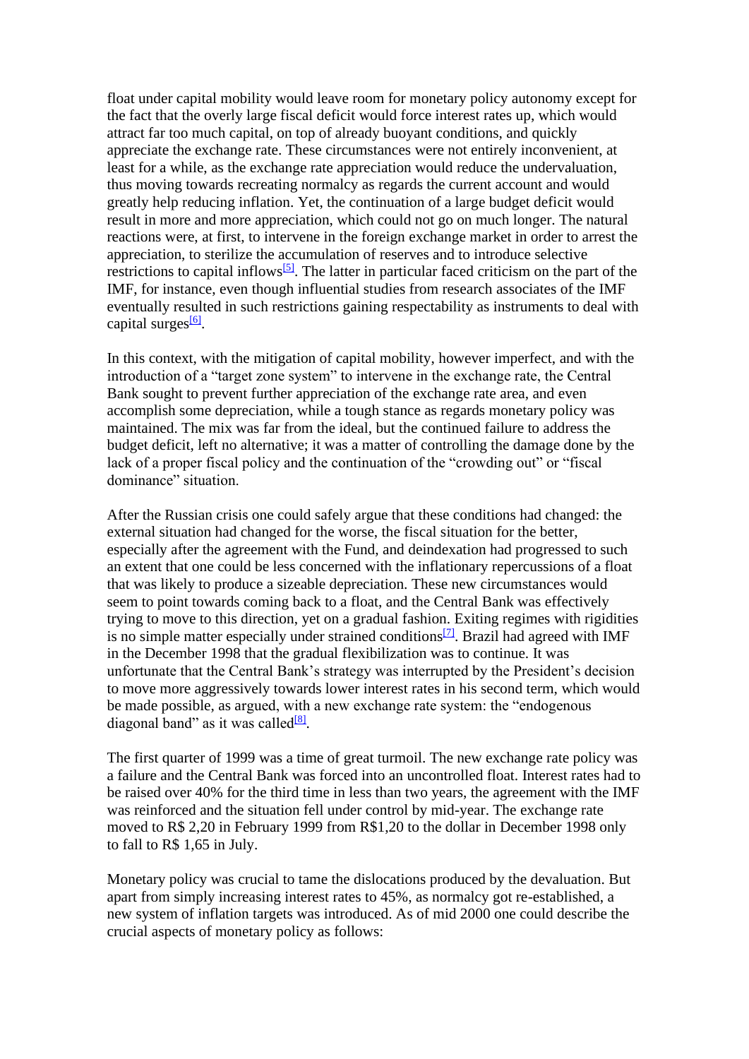float under capital mobility would leave room for monetary policy autonomy except for the fact that the overly large fiscal deficit would force interest rates up, which would attract far too much capital, on top of already buoyant conditions, and quickly appreciate the exchange rate. These circumstances were not entirely inconvenient, at least for a while, as the exchange rate appreciation would reduce the undervaluation, thus moving towards recreating normalcy as regards the current account and would greatly help reducing inflation. Yet, the continuation of a large budget deficit would result in more and more appreciation, which could not go on much longer. The natural reactions were, at first, to intervene in the foreign exchange market in order to arrest the appreciation, to sterilize the accumulation of reserves and to introduce selective restrictions to capital inflows[5]. The latter in particular faced criticism on the part of the IMF, for instance, even though influential studies from research associates of the IMF eventually resulted in such restrictions gaining respectability as instruments to deal with capital surges[6].

In this context, with the mitigation of capital mobility, however imperfect, and with the introduction of a "target zone system" to intervene in the exchange rate, the Central Bank sought to prevent further appreciation of the exchange rate area, and even accomplish some depreciation, while a tough stance as regards monetary policy was maintained. The mix was far from the ideal, but the continued failure to address the budget deficit, left no alternative; it was a matter of controlling the damage done by the lack of a proper fiscal policy and the continuation of the "crowding out" or "fiscal dominance" situation.

After the Russian crisis one could safely argue that these conditions had changed: the external situation had changed for the worse, the fiscal situation for the better, especially after the agreement with the Fund, and deindexation had progressed to such an extent that one could be less concerned with the inflationary repercussions of a float that was likely to produce a sizeable depreciation. These new circumstances would seem to point towards coming back to a float, and the Central Bank was effectively trying to move to this direction, yet on a gradual fashion. Exiting regimes with rigidities is no simple matter especially under strained conditions[7]. Brazil had agreed with IMF in the December 1998 that the gradual flexibilization was to continue. It was unfortunate that the Central Bank's strategy was interrupted by the President's decision to move more aggressively towards lower interest rates in his second term, which would be made possible, as argued, with a new exchange rate system: the "endogenous diagonal band" as it was called[8].

The first quarter of 1999 was a time of great turmoil. The new exchange rate policy was a failure and the Central Bank was forced into an uncontrolled float. Interest rates had to be raised over 40% for the third time in less than two years, the agreement with the IMF was reinforced and the situation fell under control by mid-year. The exchange rate moved to R$ 2,20 in February 1999 from R$1,20 to the dollar in December 1998 only to fall to R$ 1,65 in July.

Monetary policy was crucial to tame the dislocations produced by the devaluation. But apart from simply increasing interest rates to 45%, as normalcy got re-established, a new system of inflation targets was introduced. As of mid 2000 one could describe the crucial aspects of monetary policy as follows: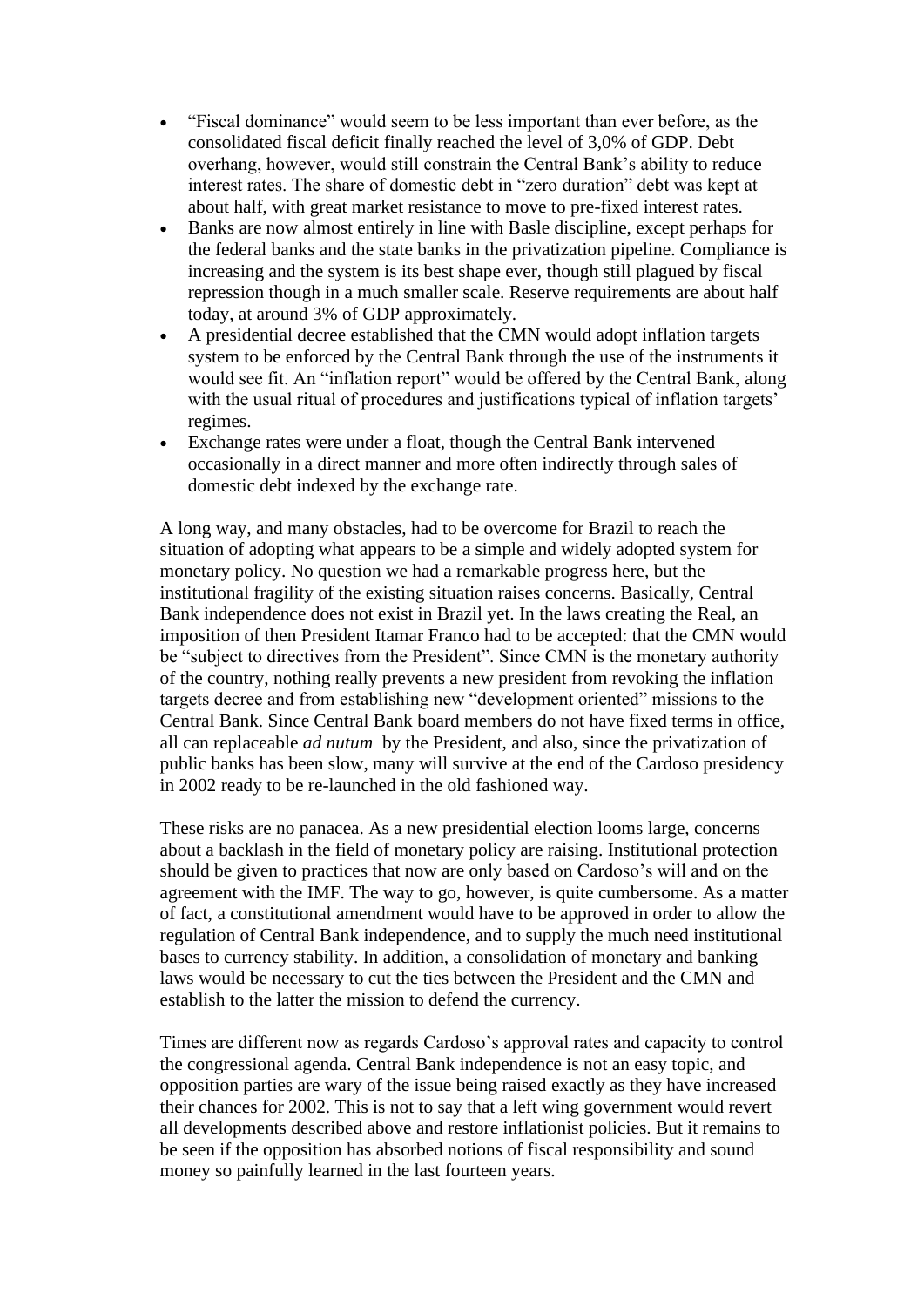- "Fiscal dominance" would seem to be less important than ever before, as the consolidated fiscal deficit finally reached the level of 3,0% of GDP. Debt overhang, however, would still constrain the Central Bank's ability to reduce interest rates. The share of domestic debt in "zero duration" debt was kept at about half, with great market resistance to move to pre-fixed interest rates.
- Banks are now almost entirely in line with Basle discipline, except perhaps for the federal banks and the state banks in the privatization pipeline. Compliance is increasing and the system is its best shape ever, though still plagued by fiscal repression though in a much smaller scale. Reserve requirements are about half today, at around 3% of GDP approximately.
- A presidential decree established that the CMN would adopt inflation targets system to be enforced by the Central Bank through the use of the instruments it would see fit. An "inflation report" would be offered by the Central Bank, along with the usual ritual of procedures and justifications typical of inflation targets' regimes.
- Exchange rates were under a float, though the Central Bank intervened occasionally in a direct manner and more often indirectly through sales of domestic debt indexed by the exchange rate.

A long way, and many obstacles, had to be overcome for Brazil to reach the situation of adopting what appears to be a simple and widely adopted system for monetary policy. No question we had a remarkable progress here, but the institutional fragility of the existing situation raises concerns. Basically, Central Bank independence does not exist in Brazil yet. In the laws creating the Real, an imposition of then President Itamar Franco had to be accepted: that the CMN would be "subject to directives from the President". Since CMN is the monetary authority of the country, nothing really prevents a new president from revoking the inflation targets decree and from establishing new "development oriented" missions to the Central Bank. Since Central Bank board members do not have fixed terms in office, all can replaceable *ad nutum* by the President, and also, since the privatization of public banks has been slow, many will survive at the end of the Cardoso presidency in 2002 ready to be re-launched in the old fashioned way.

These risks are no panacea. As a new presidential election looms large, concerns about a backlash in the field of monetary policy are raising. Institutional protection should be given to practices that now are only based on Cardoso's will and on the agreement with the IMF. The way to go, however, is quite cumbersome. As a matter of fact, a constitutional amendment would have to be approved in order to allow the regulation of Central Bank independence, and to supply the much need institutional bases to currency stability. In addition, a consolidation of monetary and banking laws would be necessary to cut the ties between the President and the CMN and establish to the latter the mission to defend the currency.

Times are different now as regards Cardoso's approval rates and capacity to control the congressional agenda. Central Bank independence is not an easy topic, and opposition parties are wary of the issue being raised exactly as they have increased their chances for 2002. This is not to say that a left wing government would revert all developments described above and restore inflationist policies. But it remains to be seen if the opposition has absorbed notions of fiscal responsibility and sound money so painfully learned in the last fourteen years.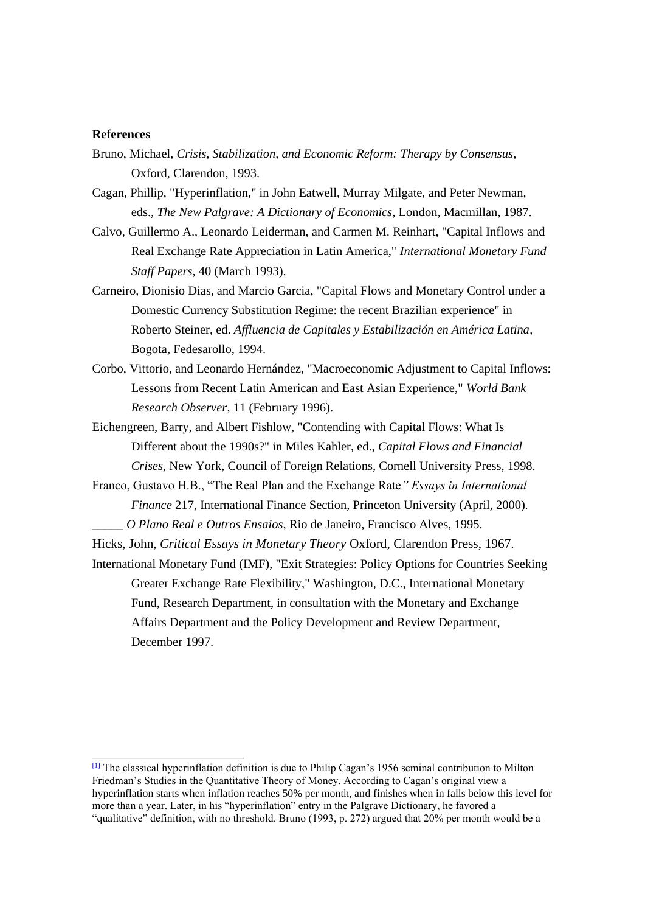**References**

Bruno, Michael, *Crisis, Stabilization, and Economic Reform: Therapy by Consensus*, Oxford, Clarendon, 1993.

Cagan, Phillip, "Hyperinflation," in John Eatwell, Murray Milgate, and Peter Newman, eds., *The New Palgrave: A Dictionary of Economics*, London, Macmillan, 1987.

Calvo, Guillermo A., Leonardo Leiderman, and Carmen M. Reinhart, "Capital Inflows and Real Exchange Rate Appreciation in Latin America," *International Monetary Fund Staff Papers*, 40 (March 1993).

Carneiro, Dionisio Dias, and Marcio Garcia, "Capital Flows and Monetary Control under a Domestic Currency Substitution Regime: the recent Brazilian experience" in Roberto Steiner, ed. *Affluencia de Capitales y Estabilización en América Latina*, Bogota, Fedesarollo, 1994.

Corbo, Vittorio, and Leonardo Hernández, "Macroeconomic Adjustment to Capital Inflows: Lessons from Recent Latin American and East Asian Experience," *World Bank Research Observer*, 11 (February 1996).

Eichengreen, Barry, and Albert Fishlow, "Contending with Capital Flows: What Is Different about the 1990s?" in Miles Kahler, ed., *Capital Flows and Financial Crises*, New York, Council of Foreign Relations, Cornell University Press, 1998.

Franco, Gustavo H.B., "The Real Plan and the Exchange Rate*" Essays in International Finance* 217, International Finance Section, Princeton University (April, 2000).

_____ *O Plano Real e Outros Ensaios*, Rio de Janeiro, Francisco Alves, 1995.

Hicks, John, *Critical Essays in Monetary Theory* Oxford, Clarendon Press, 1967.

International Monetary Fund (IMF), "Exit Strategies: Policy Options for Countries Seeking Greater Exchange Rate Flexibility," Washington, D.C., International Monetary Fund, Research Department, in consultation with the Monetary and Exchange Affairs Department and the Policy Development and Review Department, December 1997.

---

[1] The classical hyperinflation definition is due to Philip Cagan's 1956 seminal contribution to Milton Friedman's Studies in the Quantitative Theory of Money. According to Cagan's original view a hyperinflation starts when inflation reaches 50% per month, and finishes when in falls below this level for more than a year. Later, in his "hyperinflation" entry in the Palgrave Dictionary, he favored a "qualitative" definition, with no threshold. Bruno (1993, p. 272) argued that 20% per month would be a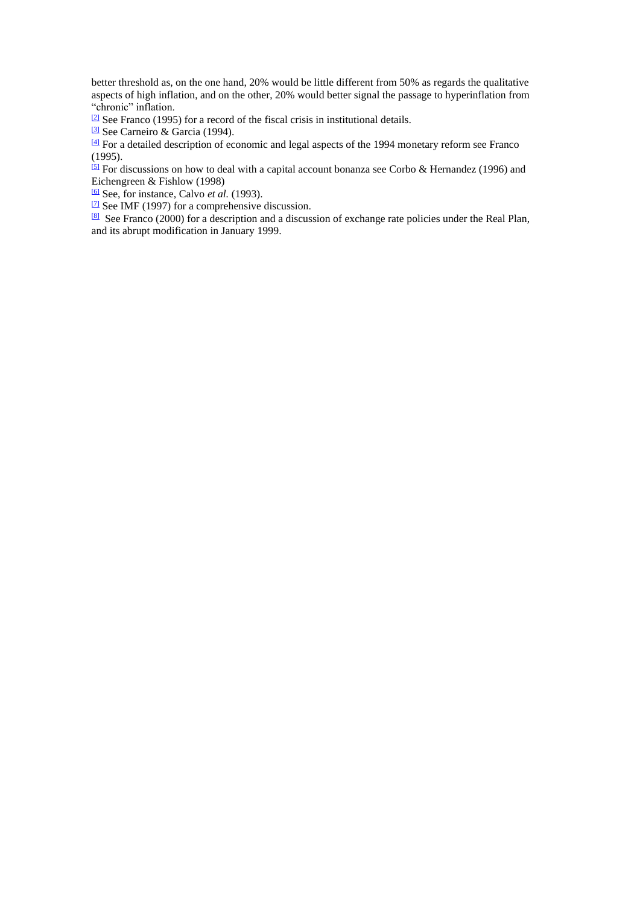better threshold as, on the one hand, 20% would be little different from 50% as regards the qualitative aspects of high inflation, and on the other, 20% would better signal the passage to hyperinflation from “chronic” inflation.

[2] See Franco (1995) for a record of the fiscal crisis in institutional details.

[3] See Carneiro & Garcia (1994).

[4] For a detailed description of economic and legal aspects of the 1994 monetary reform see Franco (1995).

[5] For discussions on how to deal with a capital account bonanza see Corbo & Hernandez (1996) and Eichengreen & Fishlow (1998)

[6] See, for instance, Calvo *et al.* (1993).

[7] See IMF (1997) for a comprehensive discussion.

[8] See Franco (2000) for a description and a discussion of exchange rate policies under the Real Plan, and its abrupt modification in January 1999.